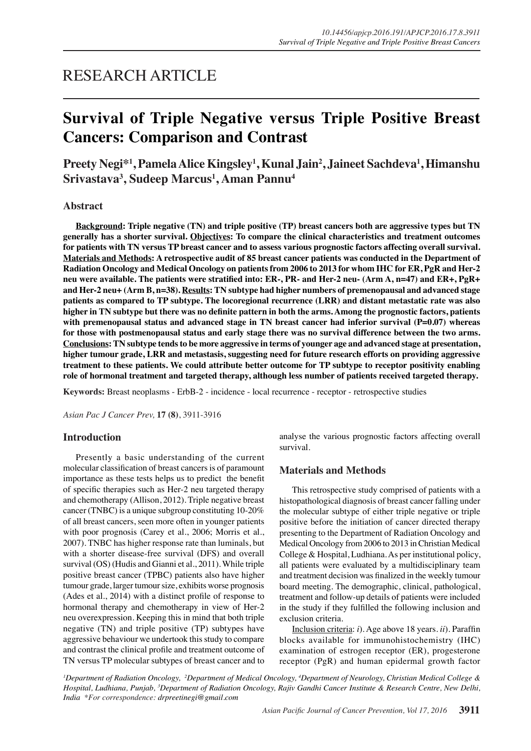# RESEARCH ARTICLE

# Survival of Triple Negative versus Triple Positive Breast Cancers: Comparison and Contrast

**Preety Negi*[1], Pamela Alice Kingsley[1], Kunal Jain[2], Jaineet Sachdeva[1], Himanshu Srivastava[3], Sudeep Marcus[1], Aman Pannu[4]**

## Abstract

**Background: Triple negative (TN) and triple positive (TP) breast cancers both are aggressive types but TN generally has a shorter survival. Objectives: To compare the clinical characteristics and treatment outcomes for patients with TN versus TP breast cancer and to assess various prognostic factors affecting overall survival. Materials and Methods: A retrospective audit of 85 breast cancer patients was conducted in the Department of Radiation Oncology and Medical Oncology on patients from 2006 to 2013 for whom IHC for ER, PgR and Her-2 neu were available. The patients were stratified into: ER-, PR- and Her-2 neu- (Arm A, n=47) and ER+, PgR+ and Her-2 neu+ (Arm B, n=38). Results: TN subtype had higher numbers of premenopausal and advanced stage patients as compared to TP subtype. The locoregional recurrence (LRR) and distant metastatic rate was also higher in TN subtype but there was no definite pattern in both the arms. Among the prognostic factors, patients with premenopausal status and advanced stage in TN breast cancer had inferior survival (P=0.07) whereas for those with postmenopausal status and early stage there was no survival difference between the two arms. Conclusions: TN subtype tends to be more aggressive in terms of younger age and advanced stage at presentation, higher tumour grade, LRR and metastasis, suggesting need for future research efforts on providing aggressive treatment to these patients. We could attribute better outcome for TP subtype to receptor positivity enabling role of hormonal treatment and targeted therapy, although less number of patients received targeted therapy.**

**Keywords:** Breast neoplasms - ErbB-2 - incidence - local recurrence - receptor - retrospective studies

*Asian Pac J Cancer Prev,* **17 (8)**, 3911-3916

## Introduction

Presently a basic understanding of the current molecular classification of breast cancers is of paramount importance as these tests helps us to predict the benefit of specific therapies such as Her-2 neu targeted therapy and chemotherapy (Allison, 2012). Triple negative breast cancer (TNBC) is a unique subgroup constituting 10-20% of all breast cancers, seen more often in younger patients with poor prognosis (Carey et al., 2006; Morris et al., 2007). TNBC has higher response rate than luminals, but with a shorter disease-free survival (DFS) and overall survival (OS) (Hudis and Gianni et al., 2011). While triple positive breast cancer (TPBC) patients also have higher tumour grade, larger tumour size, exhibits worse prognosis (Ades et al., 2014) with a distinct profile of response to hormonal therapy and chemotherapy in view of Her-2 neu overexpression. Keeping this in mind that both triple negative (TN) and triple positive (TP) subtypes have aggressive behaviour we undertook this study to compare and contrast the clinical profile and treatment outcome of TN versus TP molecular subtypes of breast cancer and to analyse the various prognostic factors affecting overall survival.

## Materials and Methods

This retrospective study comprised of patients with a histopathological diagnosis of breast cancer falling under the molecular subtype of either triple negative or triple positive before the initiation of cancer directed therapy presenting to the Department of Radiation Oncology and Medical Oncology from 2006 to 2013 in Christian Medical College & Hospital, Ludhiana. As per institutional policy, all patients were evaluated by a multidisciplinary team and treatment decision was finalized in the weekly tumour board meeting. The demographic, clinical, pathological, treatment and follow-up details of patients were included in the study if they fulfilled the following inclusion and exclusion criteria.

Inclusion criteria: *i*). Age above 18 years. *ii*). Paraffin blocks available for immunohistochemistry (IHC) examination of estrogen receptor (ER), progesterone receptor (PgR) and human epidermal growth factor

*[1]Department of Radiation Oncology, [2]Department of Medical Oncology, [4]Department of Neurology, Christian Medical College & Hospital, Ludhiana, Punjab, [3]Department of Radiation Oncology, Rajiv Gandhi Cancer Institute & Research Centre, New Delhi, India \*For correspondence: drpreetinegi@gmail.com*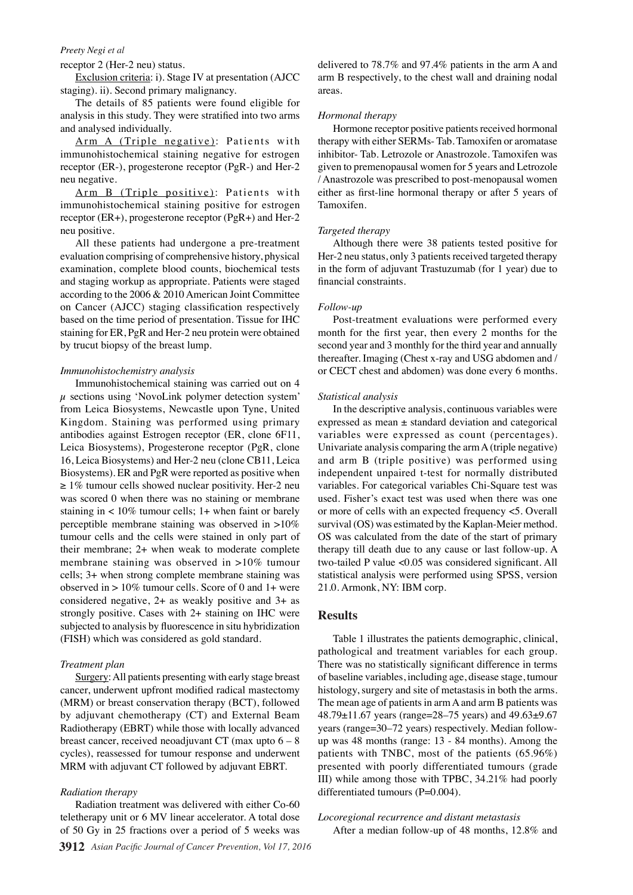receptor 2 (Her-2 neu) status.

Exclusion criteria: i). Stage IV at presentation (AJCC staging). ii). Second primary malignancy.

The details of 85 patients were found eligible for analysis in this study. They were stratified into two arms and analysed individually.

Arm A (Triple negative): Patients with immunohistochemical staining negative for estrogen receptor (ER-), progesterone receptor (PgR-) and Her-2 neu negative.

Arm B (Triple positive): Patients with immunohistochemical staining positive for estrogen receptor (ER+), progesterone receptor (PgR+) and Her-2 neu positive.

All these patients had undergone a pre-treatment evaluation comprising of comprehensive history, physical examination, complete blood counts, biochemical tests and staging workup as appropriate. Patients were staged according to the 2006 & 2010 American Joint Committee on Cancer (AJCC) staging classification respectively based on the time period of presentation. Tissue for IHC staining for ER, PgR and Her-2 neu protein were obtained by trucut biopsy of the breast lump.

*Immunohistochemistry analysis*

Immunohistochemical staining was carried out on 4 $\mu$ sections using 'NovoLink polymer detection system' from Leica Biosystems, Newcastle upon Tyne, United Kingdom. Staining was performed using primary antibodies against Estrogen receptor (ER, clone 6F11, Leica Biosystems), Progesterone receptor (PgR, clone 16, Leica Biosystems) and Her-2 neu (clone CB11, Leica Biosystems). ER and PgR were reported as positive when $\geq 1\%$ tumour cells showed nuclear positivity. Her-2 neu was scored 0 when there was no staining or membrane staining in $< 10\%$ tumour cells; 1+ when faint or barely perceptible membrane staining was observed in $>10\%$ tumour cells and the cells were stained in only part of their membrane; 2+ when weak to moderate complete membrane staining was observed in $>10\%$ tumour cells; 3+ when strong complete membrane staining was observed in $> 10\%$ tumour cells. Score of 0 and 1+ were considered negative, 2+ as weakly positive and 3+ as strongly positive. Cases with 2+ staining on IHC were subjected to analysis by fluorescence in situ hybridization (FISH) which was considered as gold standard.

*Treatment plan*

Surgery: All patients presenting with early stage breast cancer, underwent upfront modified radical mastectomy (MRM) or breast conservation therapy (BCT), followed by adjuvant chemotherapy (CT) and External Beam Radiotherapy (EBRT) while those with locally advanced breast cancer, received neoadjuvant CT (max upto 6 – 8 cycles), reassessed for tumour response and underwent MRM with adjuvant CT followed by adjuvant EBRT.

*Radiation therapy*

Radiation treatment was delivered with either Co-60 teletherapy unit or 6 MV linear accelerator. A total dose of 50 Gy in 25 fractions over a period of 5 weeks was delivered to 78.7% and 97.4% patients in the arm A and arm B respectively, to the chest wall and draining nodal areas.

*Hormonal therapy*

Hormone receptor positive patients received hormonal therapy with either SERMs- Tab. Tamoxifen or aromatase inhibitor- Tab. Letrozole or Anastrozole. Tamoxifen was given to premenopausal women for 5 years and Letrozole / Anastrozole was prescribed to post-menopausal women either as first-line hormonal therapy or after 5 years of Tamoxifen.

*Targeted therapy*

Although there were 38 patients tested positive for Her-2 neu status, only 3 patients received targeted therapy in the form of adjuvant Trastuzumab (for 1 year) due to financial constraints.

*Follow-up*

Post-treatment evaluations were performed every month for the first year, then every 2 months for the second year and 3 monthly for the third year and annually thereafter. Imaging (Chest x-ray and USG abdomen and / or CECT chest and abdomen) was done every 6 months.

*Statistical analysis*

In the descriptive analysis, continuous variables were expressed as mean ± standard deviation and categorical variables were expressed as count (percentages). Univariate analysis comparing the arm A (triple negative) and arm B (triple positive) was performed using independent unpaired t-test for normally distributed variables. For categorical variables Chi-Square test was used. Fisher's exact test was used when there was one or more of cells with an expected frequency <5. Overall survival (OS) was estimated by the Kaplan-Meier method. OS was calculated from the date of the start of primary therapy till death due to any cause or last follow-up. A two-tailed P value <0.05 was considered significant. All statistical analysis were performed using SPSS, version 21.0. Armonk, NY: IBM corp.

## Results

Table 1 illustrates the patients demographic, clinical, pathological and treatment variables for each group. There was no statistically significant difference in terms of baseline variables, including age, disease stage, tumour histology, surgery and site of metastasis in both the arms. The mean age of patients in arm A and arm B patients was 48.79±11.67 years (range=28–75 years) and 49.63±9.67 years (range=30–72 years) respectively. Median follow-up was 48 months (range: 13 - 84 months). Among the patients with TNBC, most of the patients (65.96%) presented with poorly differentiated tumours (grade III) while among those with TPBC, 34.21% had poorly differentiated tumours (P=0.004).

*Locoregional recurrence and distant metastasis*

After a median follow-up of 48 months, 12.8% and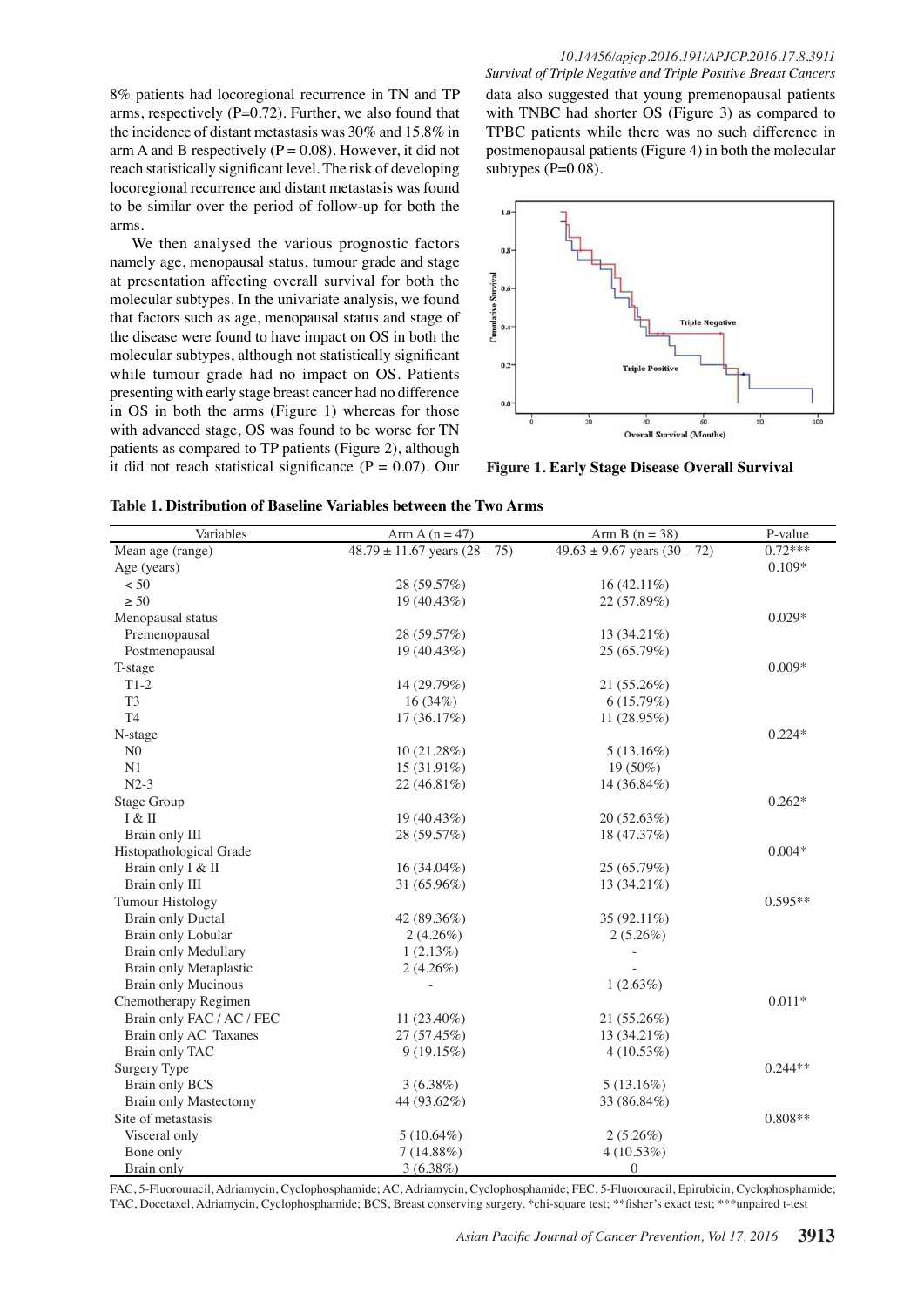8% patients had locoregional recurrence in TN and TP arms, respectively (P=0.72). Further, we also found that the incidence of distant metastasis was 30% and 15.8% in arm A and B respectively (P = 0.08). However, it did not reach statistically significant level. The risk of developing locoregional recurrence and distant metastasis was found to be similar over the period of follow-up for both the arms.

We then analysed the various prognostic factors namely age, menopausal status, tumour grade and stage at presentation affecting overall survival for both the molecular subtypes. In the univariate analysis, we found that factors such as age, menopausal status and stage of the disease were found to have impact on OS in both the molecular subtypes, although not statistically significant while tumour grade had no impact on OS. Patients presenting with early stage breast cancer had no difference in OS in both the arms (Figure 1) whereas for those with advanced stage, OS was found to be worse for TN patients as compared to TP patients (Figure 2), although it did not reach statistical significance (P = 0.07). Our data also suggested that young premenopausal patients with TNBC had shorter OS (Figure 3) as compared to TPBC patients while there was no such difference in postmenopausal patients (Figure 4) in both the molecular subtypes (P=0.08).

**Figure 1. Early Stage Disease Overall Survival**

**Table 1. Distribution of Baseline Variables between the Two Arms**

| Variables | Arm A (n = 47) | Arm B (n = 38) | P-value |
|---|---|---|---|
| Mean age (range) | 48.79 ± 11.67 years (28 – 75) | 49.63 ± 9.67 years (30 – 72) | 0.72*** |
| Age (years) | | | 0.109* |
| < 50 | 28 (59.57%) | 16 (42.11%) | |
| ≥ 50 | 19 (40.43%) | 22 (57.89%) | |
| Menopausal status | | | 0.029* |
| Premenopausal | 28 (59.57%) | 13 (34.21%) | |
| Postmenopausal | 19 (40.43%) | 25 (65.79%) | |
| T-stage | | | 0.009* |
| T1-2 | 14 (29.79%) | 21 (55.26%) | |
| T3 | 16 (34%) | 6 (15.79%) | |
| T4 | 17 (36.17%) | 11 (28.95%) | |
| N-stage | | | 0.224* |
| N0 | 10 (21.28%) | 5 (13.16%) | |
| N1 | 15 (31.91%) | 19 (50%) | |
| N2-3 | 22 (46.81%) | 14 (36.84%) | |
| Stage Group | | | 0.262* |
| I & II | 19 (40.43%) | 20 (52.63%) | |
| Brain only III | 28 (59.57%) | 18 (47.37%) | |
| Histopathological Grade | | | 0.004* |
| Brain only I & II | 16 (34.04%) | 25 (65.79%) | |
| Brain only III | 31 (65.96%) | 13 (34.21%) | |
| Tumour Histology | | | 0.595** |
| Brain only Ductal | 42 (89.36%) | 35 (92.11%) | |
| Brain only Lobular | 2 (4.26%) | 2 (5.26%) | |
| Brain only Medullary | 1 (2.13%) | - | |
| Brain only Metaplastic | 2 (4.26%) | - | |
| Brain only Mucinous | - | 1 (2.63%) | |
| Chemotherapy Regimen | | | 0.011* |
| Brain only FAC / AC / FEC | 11 (23.40%) | 21 (55.26%) | |
| Brain only AC Taxanes | 27 (57.45%) | 13 (34.21%) | |
| Brain only TAC | 9 (19.15%) | 4 (10.53%) | |
| Surgery Type | | | 0.244** |
| Brain only BCS | 3 (6.38%) | 5 (13.16%) | |
| Brain only Mastectomy | 44 (93.62%) | 33 (86.84%) | |
| Site of metastasis | | | 0.808** |
| Visceral only | 5 (10.64%) | 2 (5.26%) | |
| Bone only | 7 (14.88%) | 4 (10.53%) | |
| Brain only | 3 (6.38%) | 0 | |

FAC, 5-Fluorouracil, Adriamycin, Cyclophosphamide; AC, Adriamycin, Cyclophosphamide; FEC, 5-Fluorouracil, Epirubicin, Cyclophosphamide; TAC, Docetaxel, Adriamycin, Cyclophosphamide; BCS, Breast conserving surgery. *chi-square test; **fisher's exact test; ***unpaired t-test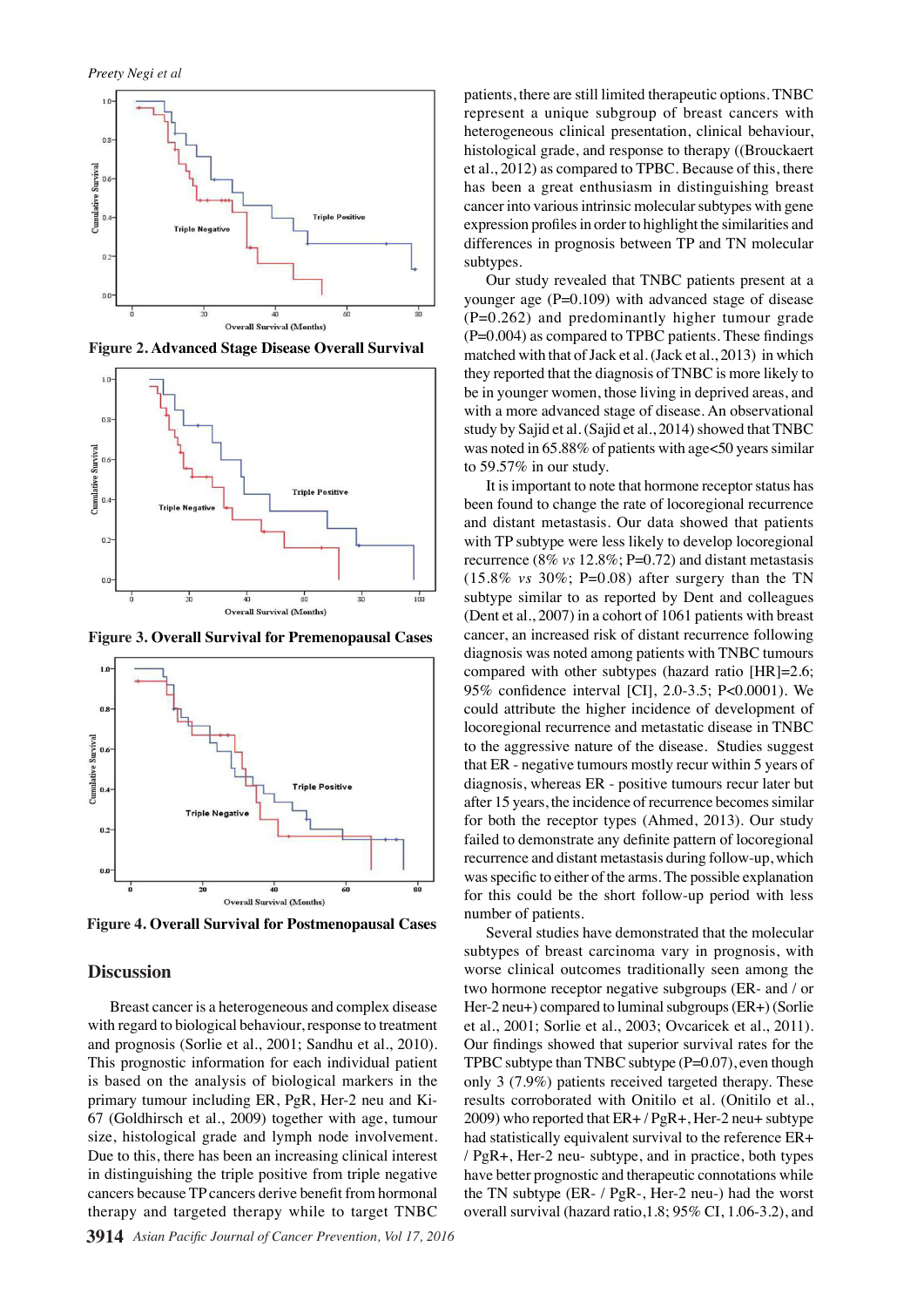Figure 2. Advanced Stage Disease Overall Survival

Figure 3. Overall Survival for Premenopausal Cases

Figure 4. Overall Survival for Postmenopausal Cases

## Discussion

Breast cancer is a heterogeneous and complex disease with regard to biological behaviour, response to treatment and prognosis (Sorlie et al., 2001; Sandhu et al., 2010). This prognostic information for each individual patient is based on the analysis of biological markers in the primary tumour including ER, PgR, Her-2 neu and Ki-67 (Goldhirsch et al., 2009) together with age, tumour size, histological grade and lymph node involvement. Due to this, there has been an increasing clinical interest in distinguishing the triple positive from triple negative cancers because TP cancers derive benefit from hormonal therapy and targeted therapy while to target TNBC patients, there are still limited therapeutic options. TNBC represent a unique subgroup of breast cancers with heterogeneous clinical presentation, clinical behaviour, histological grade, and response to therapy ((Brouckaert et al., 2012) as compared to TPBC. Because of this, there has been a great enthusiasm in distinguishing breast cancer into various intrinsic molecular subtypes with gene expression profiles in order to highlight the similarities and differences in prognosis between TP and TN molecular subtypes.

Our study revealed that TNBC patients present at a younger age (P=0.109) with advanced stage of disease (P=0.262) and predominantly higher tumour grade (P=0.004) as compared to TPBC patients. These findings matched with that of Jack et al. (Jack et al., 2013) in which they reported that the diagnosis of TNBC is more likely to be in younger women, those living in deprived areas, and with a more advanced stage of disease. An observational study by Sajid et al. (Sajid et al., 2014) showed that TNBC was noted in 65.88% of patients with age<50 years similar to 59.57% in our study.

It is important to note that hormone receptor status has been found to change the rate of locoregional recurrence and distant metastasis. Our data showed that patients with TP subtype were less likely to develop locoregional recurrence (8% *vs* 12.8%; P=0.72) and distant metastasis (15.8% *vs* 30%; P=0.08) after surgery than the TN subtype similar to as reported by Dent and colleagues (Dent et al., 2007) in a cohort of 1061 patients with breast cancer, an increased risk of distant recurrence following diagnosis was noted among patients with TNBC tumours compared with other subtypes (hazard ratio [HR]=2.6; 95% confidence interval [CI], 2.0-3.5; P<0.0001). We could attribute the higher incidence of development of locoregional recurrence and metastatic disease in TNBC to the aggressive nature of the disease. Studies suggest that ER - negative tumours mostly recur within 5 years of diagnosis, whereas ER - positive tumours recur later but after 15 years, the incidence of recurrence becomes similar for both the receptor types (Ahmed, 2013). Our study failed to demonstrate any definite pattern of locoregional recurrence and distant metastasis during follow-up, which was specific to either of the arms. The possible explanation for this could be the short follow-up period with less number of patients.

Several studies have demonstrated that the molecular subtypes of breast carcinoma vary in prognosis, with worse clinical outcomes traditionally seen among the two hormone receptor negative subgroups (ER- and / or Her-2 neu+) compared to luminal subgroups (ER+) (Sorlie et al., 2001; Sorlie et al., 2003; Ovcaricek et al., 2011). Our findings showed that superior survival rates for the TPBC subtype than TNBC subtype (P=0.07), even though only 3 (7.9%) patients received targeted therapy. These results corroborated with Onitilo et al. (Onitilo et al., 2009) who reported that ER+ / PgR+, Her-2 neu+ subtype had statistically equivalent survival to the reference ER+ / PgR+, Her-2 neu- subtype, and in practice, both types have better prognostic and therapeutic connotations while the TN subtype (ER- / PgR-, Her-2 neu-) had the worst overall survival (hazard ratio,1.8; 95% CI, 1.06-3.2), and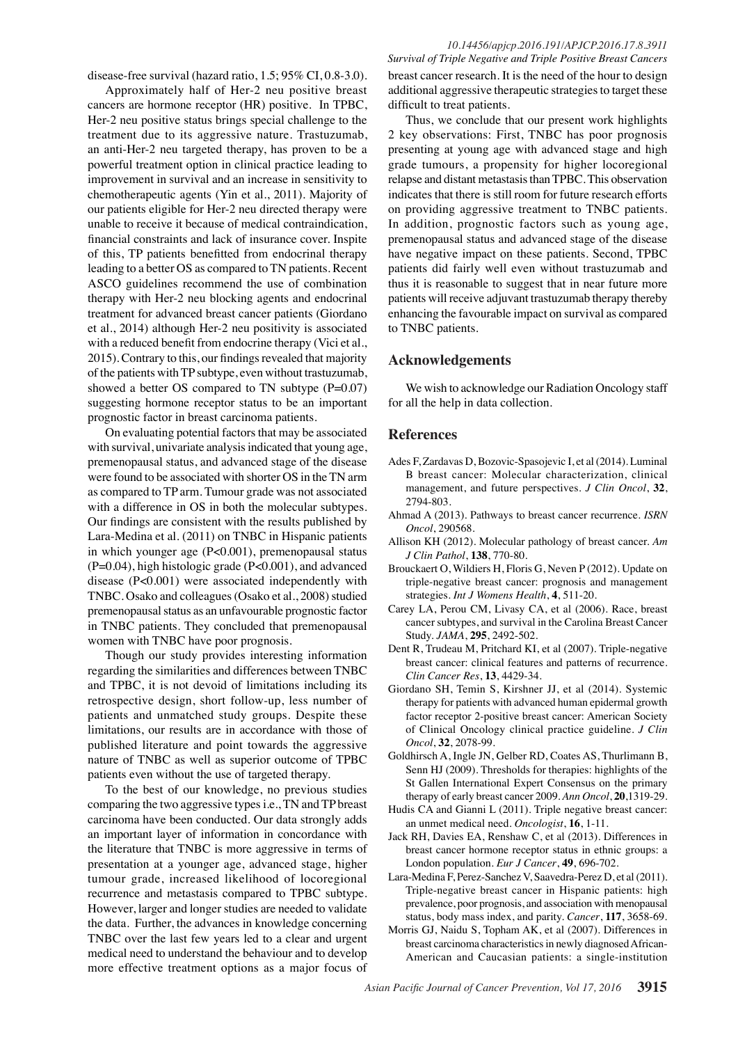disease-free survival (hazard ratio, 1.5; 95% CI, 0.8-3.0).

Approximately half of Her-2 neu positive breast cancers are hormone receptor (HR) positive. In TPBC, Her-2 neu positive status brings special challenge to the treatment due to its aggressive nature. Trastuzumab, an anti-Her-2 neu targeted therapy, has proven to be a powerful treatment option in clinical practice leading to improvement in survival and an increase in sensitivity to chemotherapeutic agents (Yin et al., 2011). Majority of our patients eligible for Her-2 neu directed therapy were unable to receive it because of medical contraindication, financial constraints and lack of insurance cover. Inspite of this, TP patients benefitted from endocrinal therapy leading to a better OS as compared to TN patients. Recent ASCO guidelines recommend the use of combination therapy with Her-2 neu blocking agents and endocrinal treatment for advanced breast cancer patients (Giordano et al., 2014) although Her-2 neu positivity is associated with a reduced benefit from endocrine therapy (Vici et al., 2015). Contrary to this, our findings revealed that majority of the patients with TP subtype, even without trastuzumab, showed a better OS compared to TN subtype (P=0.07) suggesting hormone receptor status to be an important prognostic factor in breast carcinoma patients.

On evaluating potential factors that may be associated with survival, univariate analysis indicated that young age, premenopausal status, and advanced stage of the disease were found to be associated with shorter OS in the TN arm as compared to TP arm. Tumour grade was not associated with a difference in OS in both the molecular subtypes. Our findings are consistent with the results published by Lara-Medina et al. (2011) on TNBC in Hispanic patients in which younger age (P<0.001), premenopausal status (P=0.04), high histologic grade (P<0.001), and advanced disease (P<0.001) were associated independently with TNBC. Osako and colleagues (Osako et al., 2008) studied premenopausal status as an unfavourable prognostic factor in TNBC patients. They concluded that premenopausal women with TNBC have poor prognosis.

Though our study provides interesting information regarding the similarities and differences between TNBC and TPBC, it is not devoid of limitations including its retrospective design, short follow-up, less number of patients and unmatched study groups. Despite these limitations, our results are in accordance with those of published literature and point towards the aggressive nature of TNBC as well as superior outcome of TPBC patients even without the use of targeted therapy.

To the best of our knowledge, no previous studies comparing the two aggressive types i.e., TN and TP breast carcinoma have been conducted. Our data strongly adds an important layer of information in concordance with the literature that TNBC is more aggressive in terms of presentation at a younger age, advanced stage, higher tumour grade, increased likelihood of locoregional recurrence and metastasis compared to TPBC subtype. However, larger and longer studies are needed to validate the data. Further, the advances in knowledge concerning TNBC over the last few years led to a clear and urgent medical need to understand the behaviour and to develop more effective treatment options as a major focus of breast cancer research. It is the need of the hour to design additional aggressive therapeutic strategies to target these difficult to treat patients.

Thus, we conclude that our present work highlights 2 key observations: First, TNBC has poor prognosis presenting at young age with advanced stage and high grade tumours, a propensity for higher locoregional relapse and distant metastasis than TPBC. This observation indicates that there is still room for future research efforts on providing aggressive treatment to TNBC patients. In addition, prognostic factors such as young age, premenopausal status and advanced stage of the disease have negative impact on these patients. Second, TPBC patients did fairly well even without trastuzumab and thus it is reasonable to suggest that in near future more patients will receive adjuvant trastuzumab therapy thereby enhancing the favourable impact on survival as compared to TNBC patients.

## Acknowledgements

We wish to acknowledge our Radiation Oncology staff for all the help in data collection.

## References

Ades F, Zardavas D, Bozovic-Spasojevic I, et al (2014). Luminal B breast cancer: Molecular characterization, clinical management, and future perspectives. *J Clin Oncol*, **32**, 2794-803.

Ahmad A (2013). Pathways to breast cancer recurrence. *ISRN Oncol*, 290568.

Allison KH (2012). Molecular pathology of breast cancer. *Am J Clin Pathol*, **138**, 770-80.

Brouckaert O, Wildiers H, Floris G, Neven P (2012). Update on triple-negative breast cancer: prognosis and management strategies. *Int J Womens Health*, **4**, 511-20.

Carey LA, Perou CM, Livasy CA, et al (2006). Race, breast cancer subtypes, and survival in the Carolina Breast Cancer Study. *JAMA*, **295**, 2492-502.

Dent R, Trudeau M, Pritchard KI, et al (2007). Triple-negative breast cancer: clinical features and patterns of recurrence. *Clin Cancer Res*, **13**, 4429-34.

Giordano SH, Temin S, Kirshner JJ, et al (2014). Systemic therapy for patients with advanced human epidermal growth factor receptor 2-positive breast cancer: American Society of Clinical Oncology clinical practice guideline. *J Clin Oncol*, **32**, 2078-99.

Goldhirsch A, Ingle JN, Gelber RD, Coates AS, Thurlimann B, Senn HJ (2009). Thresholds for therapies: highlights of the St Gallen International Expert Consensus on the primary therapy of early breast cancer 2009. *Ann Oncol*, **20**,1319-29.

Hudis CA and Gianni L (2011). Triple negative breast cancer: an unmet medical need. *Oncologist*, **16**, 1-11.

Jack RH, Davies EA, Renshaw C, et al (2013). Differences in breast cancer hormone receptor status in ethnic groups: a London population. *Eur J Cancer*, **49**, 696-702.

Lara-Medina F, Perez-Sanchez V, Saavedra-Perez D, et al (2011). Triple-negative breast cancer in Hispanic patients: high prevalence, poor prognosis, and association with menopausal status, body mass index, and parity. *Cancer*, **117**, 3658-69.

Morris GJ, Naidu S, Topham AK, et al (2007). Differences in breast carcinoma characteristics in newly diagnosed African-American and Caucasian patients: a single-institution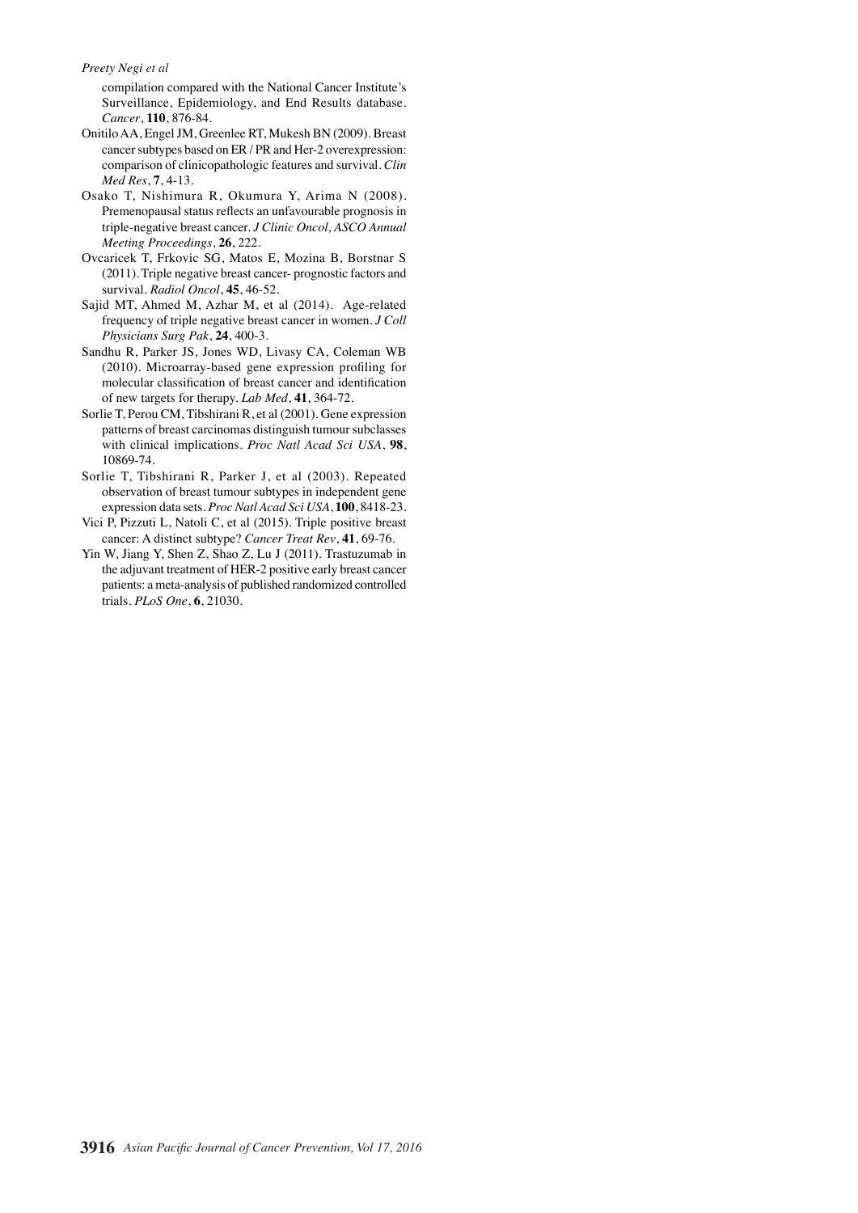compilation compared with the National Cancer Institute's Surveillance, Epidemiology, and End Results database. *Cancer*, **110**, 876-84.

Onitilo AA, Engel JM, Greenlee RT, Mukesh BN (2009). Breast cancer subtypes based on ER / PR and Her-2 overexpression: comparison of clinicopathologic features and survival. *Clin Med Res*, **7**, 4-13.

Osako T, Nishimura R, Okumura Y, Arima N (2008). Premenopausal status reflects an unfavourable prognosis in triple-negative breast cancer. *J Clinic Oncol, ASCO Annual Meeting Proceedings*, **26**, 222.

Ovcaricek T, Frkovic SG, Matos E, Mozina B, Borstnar S (2011). Triple negative breast cancer- prognostic factors and survival. *Radiol Oncol*, **45**, 46-52.

Sajid MT, Ahmed M, Azhar M, et al (2014). Age-related frequency of triple negative breast cancer in women. *J Coll Physicians Surg Pak*, **24**, 400-3.

Sandhu R, Parker JS, Jones WD, Livasy CA, Coleman WB (2010). Microarray-based gene expression profiling for molecular classification of breast cancer and identification of new targets for therapy. *Lab Med*, **41**, 364-72.

Sorlie T, Perou CM, Tibshirani R, et al (2001). Gene expression patterns of breast carcinomas distinguish tumour subclasses with clinical implications. *Proc Natl Acad Sci USA*, **98**, 10869-74.

Sorlie T, Tibshirani R, Parker J, et al (2003). Repeated observation of breast tumour subtypes in independent gene expression data sets. *Proc Natl Acad Sci USA*, **100**, 8418-23.

Vici P, Pizzuti L, Natoli C, et al (2015). Triple positive breast cancer: A distinct subtype? *Cancer Treat Rev*, **41**, 69-76.

Yin W, Jiang Y, Shen Z, Shao Z, Lu J (2011). Trastuzumab in the adjuvant treatment of HER-2 positive early breast cancer patients: a meta-analysis of published randomized controlled trials. *PLoS One*, **6**, 21030.